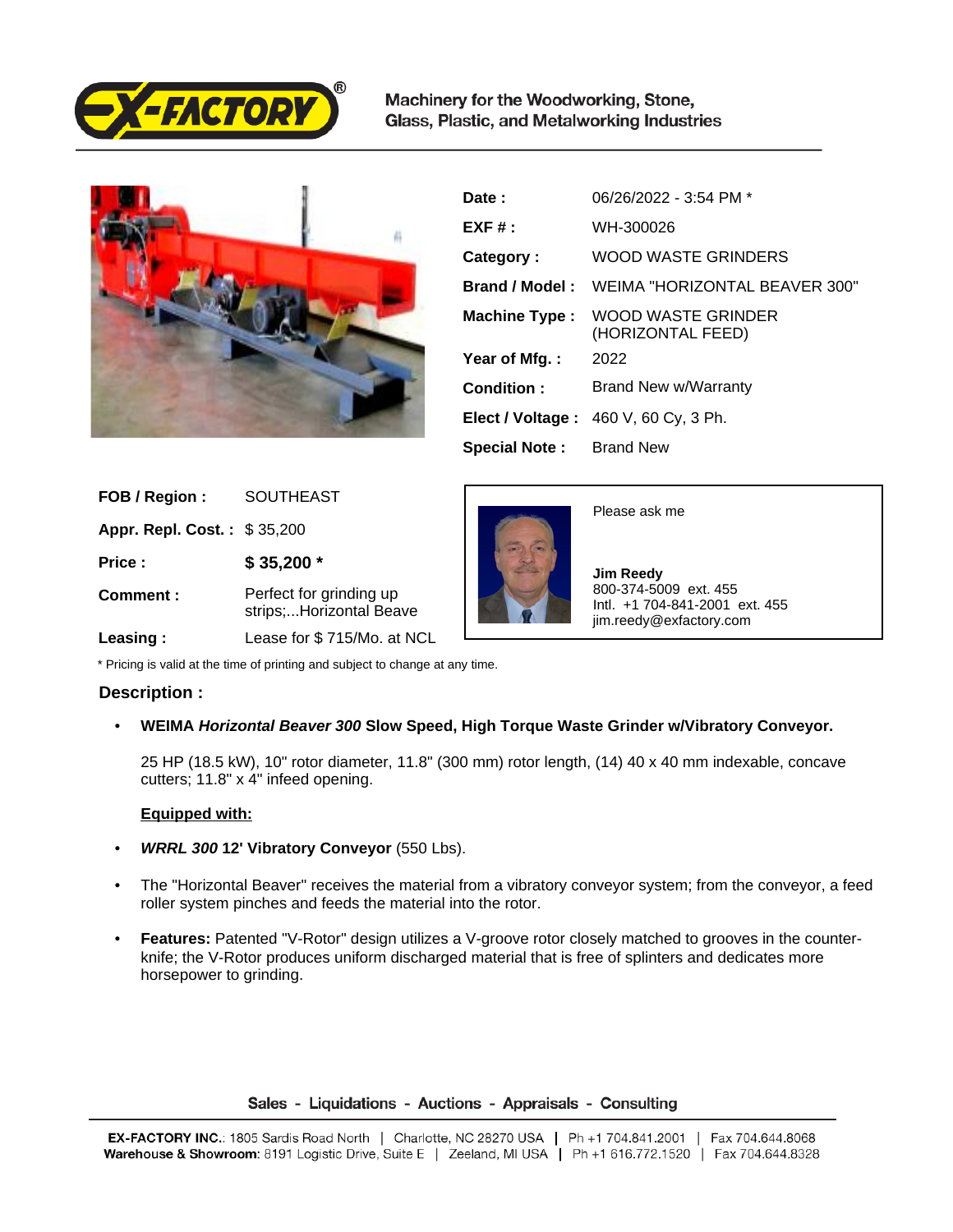Machinery for the Woodworking, Stone, Glass, Plastic, and Metalworking Industries

| | |
|---|---|
| **Date :** | 06/26/2022 - 3:54 PM * |
| **EXF # :** | WH-300026 |
| **Category :** | WOOD WASTE GRINDERS |
| **Brand / Model :** | WEIMA "HORIZONTAL BEAVER 300" |
| **Machine Type :** | WOOD WASTE GRINDER (HORIZONTAL FEED) |
| **Year of Mfg. :** | 2022 |
| **Condition :** | Brand New w/Warranty |
| **Elect / Voltage :** | 460 V, 60 Cy, 3 Ph. |
| **Special Note :** | Brand New |

| | |
|---|---|
| **FOB / Region :** | SOUTHEAST |
| **Appr. Repl. Cost. :** | $ 35,200 |
| **Price :** | **$ 35,200 *** |
| **Comment :** | Perfect for grinding up strips;...Horizontal Beave |
| **Leasing :** | Lease for $ 715/Mo. at NCL |

Please ask me

**Jim Reedy**
800-374-5009 ext. 455
Intl. +1 704-841-2001 ext. 455
jim.reedy@exfactory.com

* Pricing is valid at the time of printing and subject to change at any time.

## Description :

- **WEIMA *Horizontal Beaver 300* Slow Speed, High Torque Waste Grinder w/Vibratory Conveyor.**

  25 HP (18.5 kW), 10" rotor diameter, 11.8" (300 mm) rotor length, (14) 40 x 40 mm indexable, concave cutters; 11.8" x 4" infeed opening.

  **Equipped with:**

- ***WRRL 300* 12' Vibratory Conveyor** (550 Lbs).
- The "Horizontal Beaver" receives the material from a vibratory conveyor system; from the conveyor, a feed roller system pinches and feeds the material into the rotor.
- **Features:** Patented "V-Rotor" design utilizes a V-groove rotor closely matched to grooves in the counter-knife; the V-Rotor produces uniform discharged material that is free of splinters and dedicates more horsepower to grinding.

Sales - Liquidations - Auctions - Appraisals - Consulting

**EX-FACTORY INC.**: 1805 Sardis Road North | Charlotte, NC 28270 USA | Ph +1 704.841.2001 | Fax 704.644.8068
**Warehouse & Showroom**: 8191 Logistic Drive, Suite E | Zeeland, MI USA | Ph +1 616.772.1520 | Fax 704.644.8328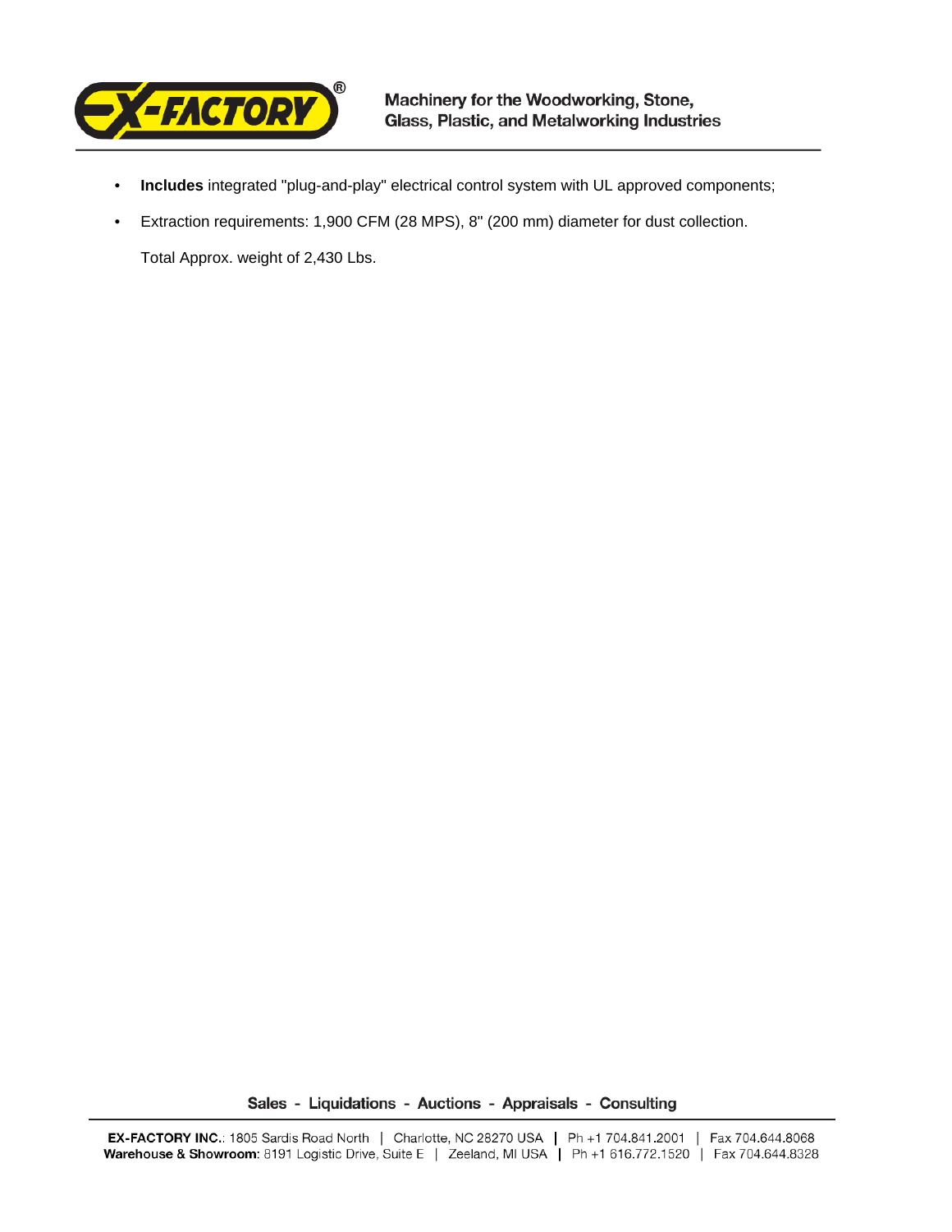- **Includes** integrated "plug-and-play" electrical control system with UL approved components;
- Extraction requirements: 1,900 CFM (28 MPS), 8" (200 mm) diameter for dust collection.

  Total Approx. weight of 2,430 Lbs.